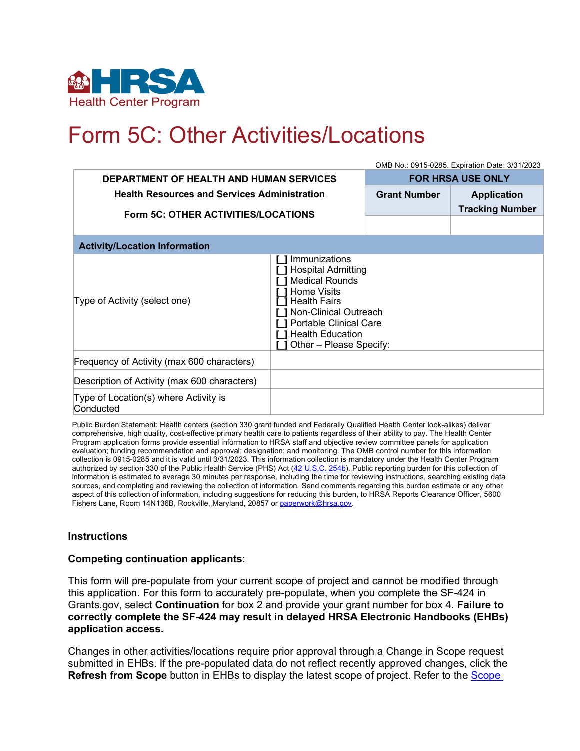HRSA Health Center Program

# Form 5C: Other Activities/Locations

OMB No.: 0915-0285. Expiration Date: 3/31/2023

| DEPARTMENT OF HEALTH AND HUMAN SERVICES<br>Health Resources and Services Administration<br>Form 5C: OTHER ACTIVITIES/LOCATIONS | FOR HRSA USE ONLY | |
|---|---|---|
| | Grant Number | Application Tracking Number |
| | | |

| Activity/Location Information | |
|---|---|
| Type of Activity (select one) | [ ] Immunizations<br>[ ] Hospital Admitting<br>[ ] Medical Rounds<br>[ ] Home Visits<br>[ ] Health Fairs<br>[ ] Non-Clinical Outreach<br>[ ] Portable Clinical Care<br>[ ] Health Education<br>[ ] Other – Please Specify: |
| Frequency of Activity (max 600 characters) | |
| Description of Activity (max 600 characters) | |
| Type of Location(s) where Activity is Conducted | |

Public Burden Statement: Health centers (section 330 grant funded and Federally Qualified Health Center look-alikes) deliver comprehensive, high quality, cost-effective primary health care to patients regardless of their ability to pay. The Health Center Program application forms provide essential information to HRSA staff and objective review committee panels for application evaluation; funding recommendation and approval; designation; and monitoring. The OMB control number for this information collection is 0915-0285 and it is valid until 3/31/2023. This information collection is mandatory under the Health Center Program authorized by section 330 of the Public Health Service (PHS) Act (42 U.S.C. 254b). Public reporting burden for this collection of information is estimated to average 30 minutes per response, including the time for reviewing instructions, searching existing data sources, and completing and reviewing the collection of information. Send comments regarding this burden estimate or any other aspect of this collection of information, including suggestions for reducing this burden, to HRSA Reports Clearance Officer, 5600 Fishers Lane, Room 14N136B, Rockville, Maryland, 20857 or paperwork@hrsa.gov.

### Instructions

**Competing continuation applicants**:

This form will pre-populate from your current scope of project and cannot be modified through this application. For this form to accurately pre-populate, when you complete the SF-424 in Grants.gov, select **Continuation** for box 2 and provide your grant number for box 4. **Failure to correctly complete the SF-424 may result in delayed HRSA Electronic Handbooks (EHBs) application access.**

Changes in other activities/locations require prior approval through a Change in Scope request submitted in EHBs. If the pre-populated data do not reflect recently approved changes, click the **Refresh from Scope** button in EHBs to display the latest scope of project. Refer to the Scope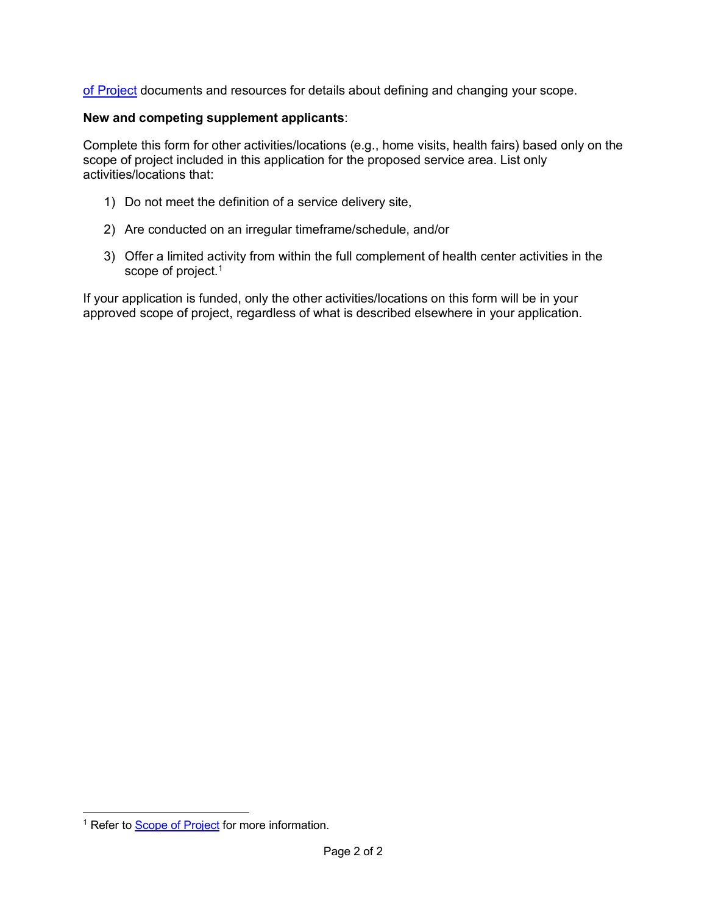of Project documents and resources for details about defining and changing your scope.

**New and competing supplement applicants**:

Complete this form for other activities/locations (e.g., home visits, health fairs) based only on the scope of project included in this application for the proposed service area. List only activities/locations that:

1) Do not meet the definition of a service delivery site,
2) Are conducted on an irregular timeframe/schedule, and/or
3) Offer a limited activity from within the full complement of health center activities in the scope of project.[1]

If your application is funded, only the other activities/locations on this form will be in your approved scope of project, regardless of what is described elsewhere in your application.

[1] Refer to Scope of Project for more information.